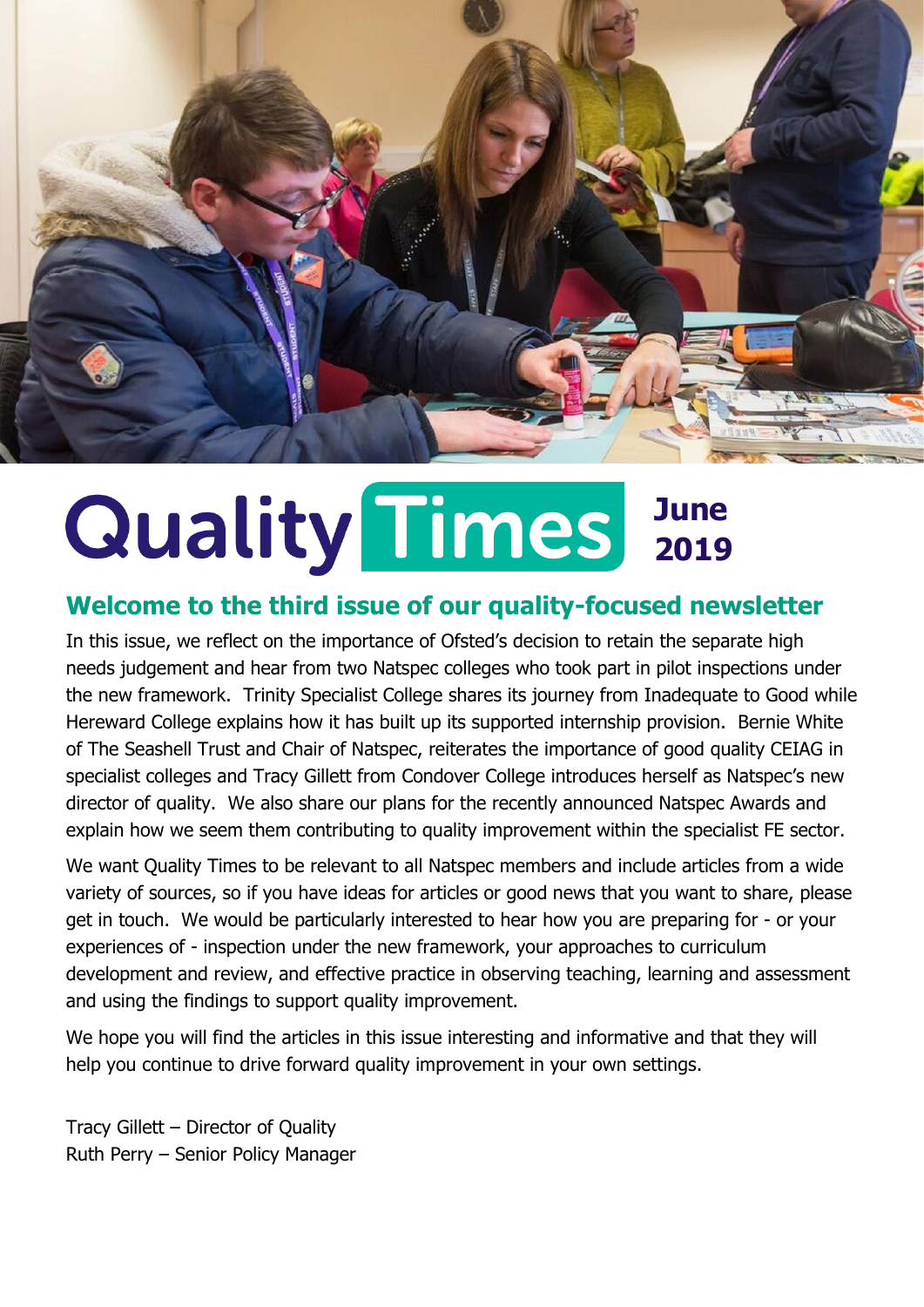# Quality Times June 2019

## Welcome to the third issue of our quality-focused newsletter

In this issue, we reflect on the importance of Ofsted's decision to retain the separate high needs judgement and hear from two Natspec colleges who took part in pilot inspections under the new framework. Trinity Specialist College shares its journey from Inadequate to Good while Hereward College explains how it has built up its supported internship provision. Bernie White of The Seashell Trust and Chair of Natspec, reiterates the importance of good quality CEIAG in specialist colleges and Tracy Gillett from Condover College introduces herself as Natspec's new director of quality. We also share our plans for the recently announced Natspec Awards and explain how we seem them contributing to quality improvement within the specialist FE sector.

We want Quality Times to be relevant to all Natspec members and include articles from a wide variety of sources, so if you have ideas for articles or good news that you want to share, please get in touch. We would be particularly interested to hear how you are preparing for - or your experiences of - inspection under the new framework, your approaches to curriculum development and review, and effective practice in observing teaching, learning and assessment and using the findings to support quality improvement.

We hope you will find the articles in this issue interesting and informative and that they will help you continue to drive forward quality improvement in your own settings.

Tracy Gillett – Director of Quality
Ruth Perry – Senior Policy Manager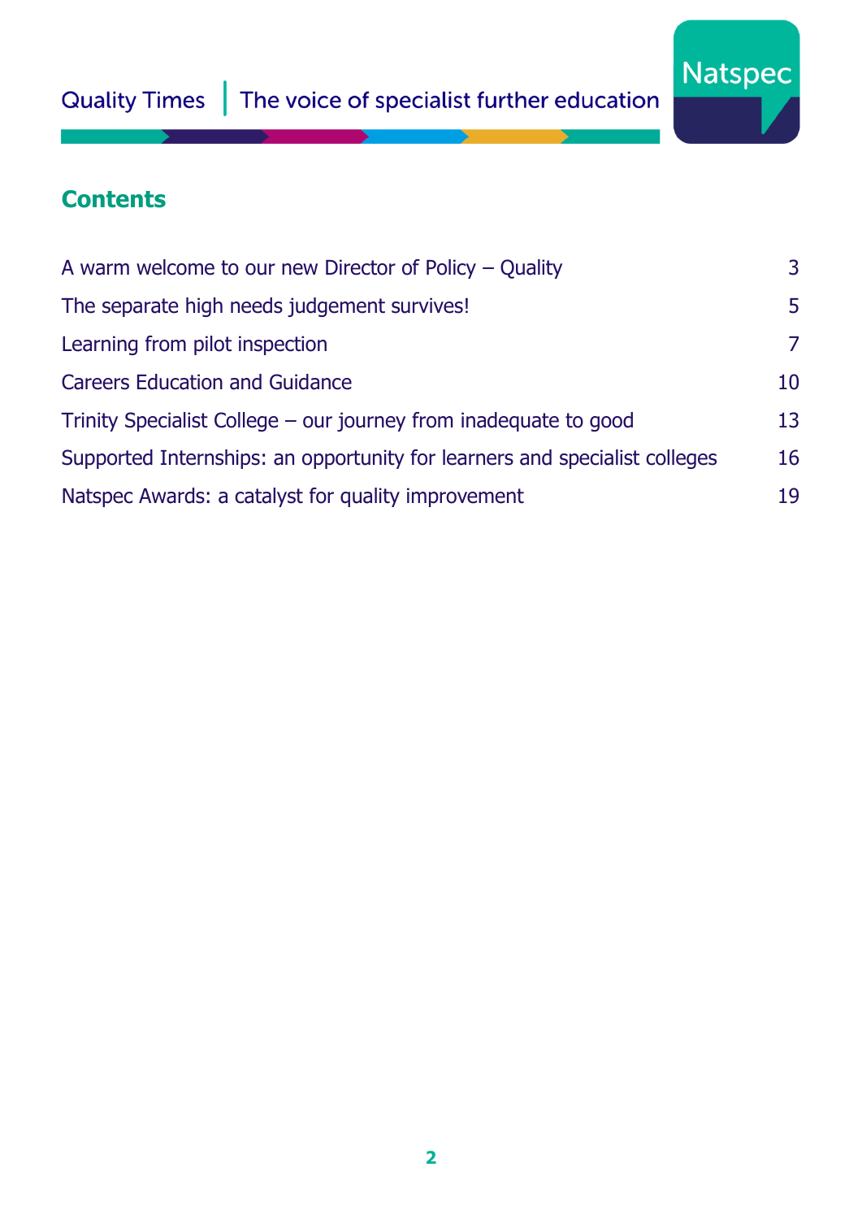## Contents

| | |
|---|---|
| A warm welcome to our new Director of Policy – Quality | 3 |
| The separate high needs judgement survives! | 5 |
| Learning from pilot inspection | 7 |
| Careers Education and Guidance | 10 |
| Trinity Specialist College – our journey from inadequate to good | 13 |
| Supported Internships: an opportunity for learners and specialist colleges | 16 |
| Natspec Awards: a catalyst for quality improvement | 19 |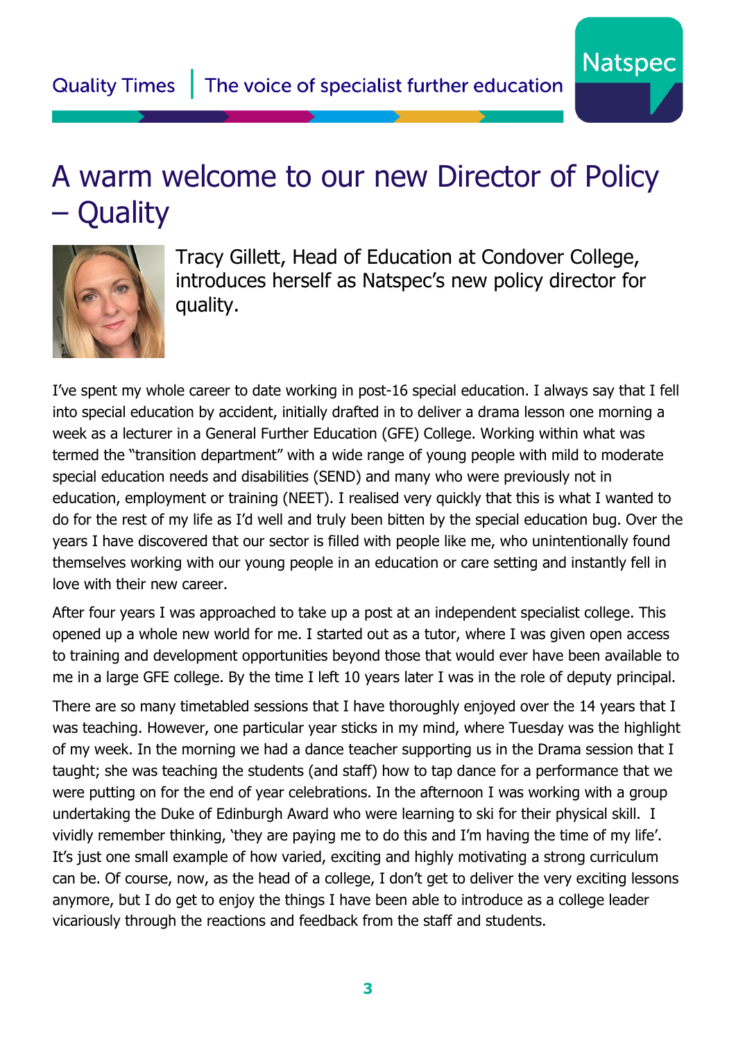# A warm welcome to our new Director of Policy – Quality

Tracy Gillett, Head of Education at Condover College, introduces herself as Natspec's new policy director for quality.

I've spent my whole career to date working in post-16 special education. I always say that I fell into special education by accident, initially drafted in to deliver a drama lesson one morning a week as a lecturer in a General Further Education (GFE) College. Working within what was termed the "transition department" with a wide range of young people with mild to moderate special education needs and disabilities (SEND) and many who were previously not in education, employment or training (NEET). I realised very quickly that this is what I wanted to do for the rest of my life as I'd well and truly been bitten by the special education bug. Over the years I have discovered that our sector is filled with people like me, who unintentionally found themselves working with our young people in an education or care setting and instantly fell in love with their new career.

After four years I was approached to take up a post at an independent specialist college. This opened up a whole new world for me. I started out as a tutor, where I was given open access to training and development opportunities beyond those that would ever have been available to me in a large GFE college. By the time I left 10 years later I was in the role of deputy principal.

There are so many timetabled sessions that I have thoroughly enjoyed over the 14 years that I was teaching. However, one particular year sticks in my mind, where Tuesday was the highlight of my week. In the morning we had a dance teacher supporting us in the Drama session that I taught; she was teaching the students (and staff) how to tap dance for a performance that we were putting on for the end of year celebrations. In the afternoon I was working with a group undertaking the Duke of Edinburgh Award who were learning to ski for their physical skill. I vividly remember thinking, 'they are paying me to do this and I'm having the time of my life'. It's just one small example of how varied, exciting and highly motivating a strong curriculum can be. Of course, now, as the head of a college, I don't get to deliver the very exciting lessons anymore, but I do get to enjoy the things I have been able to introduce as a college leader vicariously through the reactions and feedback from the staff and students.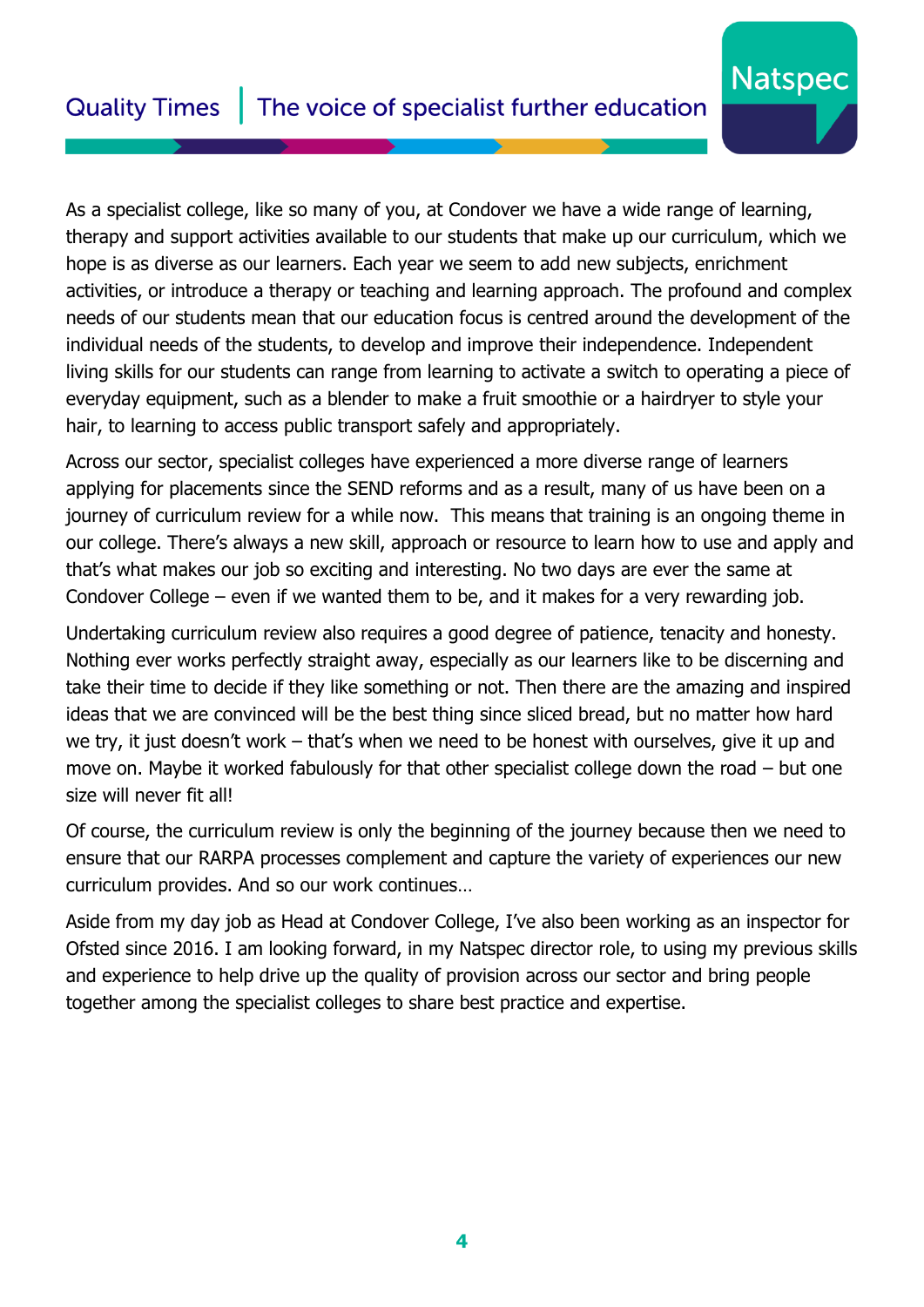As a specialist college, like so many of you, at Condover we have a wide range of learning, therapy and support activities available to our students that make up our curriculum, which we hope is as diverse as our learners. Each year we seem to add new subjects, enrichment activities, or introduce a therapy or teaching and learning approach. The profound and complex needs of our students mean that our education focus is centred around the development of the individual needs of the students, to develop and improve their independence. Independent living skills for our students can range from learning to activate a switch to operating a piece of everyday equipment, such as a blender to make a fruit smoothie or a hairdryer to style your hair, to learning to access public transport safely and appropriately.

Across our sector, specialist colleges have experienced a more diverse range of learners applying for placements since the SEND reforms and as a result, many of us have been on a journey of curriculum review for a while now. This means that training is an ongoing theme in our college. There's always a new skill, approach or resource to learn how to use and apply and that's what makes our job so exciting and interesting. No two days are ever the same at Condover College – even if we wanted them to be, and it makes for a very rewarding job.

Undertaking curriculum review also requires a good degree of patience, tenacity and honesty. Nothing ever works perfectly straight away, especially as our learners like to be discerning and take their time to decide if they like something or not. Then there are the amazing and inspired ideas that we are convinced will be the best thing since sliced bread, but no matter how hard we try, it just doesn't work – that's when we need to be honest with ourselves, give it up and move on. Maybe it worked fabulously for that other specialist college down the road – but one size will never fit all!

Of course, the curriculum review is only the beginning of the journey because then we need to ensure that our RARPA processes complement and capture the variety of experiences our new curriculum provides. And so our work continues…

Aside from my day job as Head at Condover College, I've also been working as an inspector for Ofsted since 2016. I am looking forward, in my Natspec director role, to using my previous skills and experience to help drive up the quality of provision across our sector and bring people together among the specialist colleges to share best practice and expertise.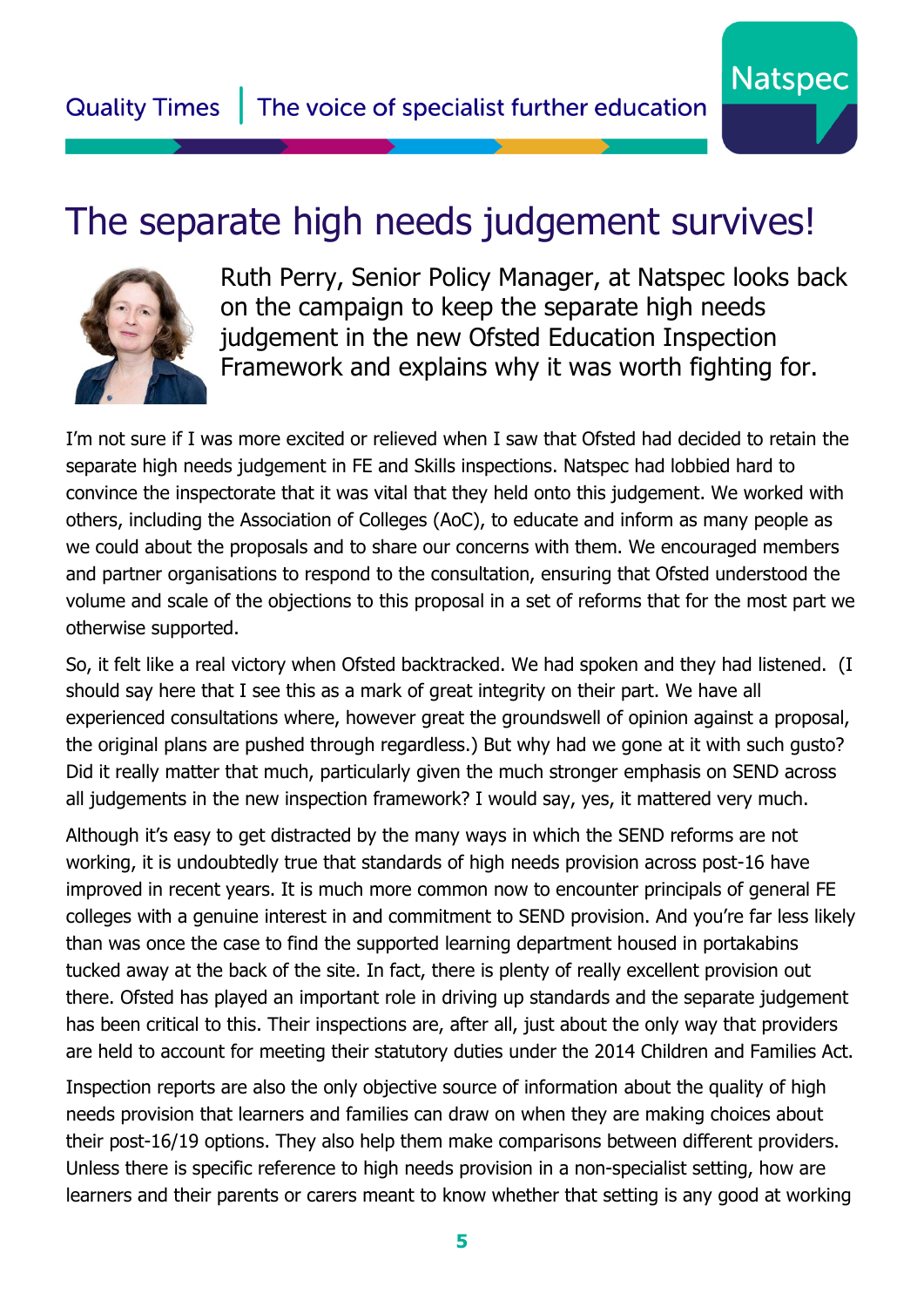# The separate high needs judgement survives!

Ruth Perry, Senior Policy Manager, at Natspec looks back on the campaign to keep the separate high needs judgement in the new Ofsted Education Inspection Framework and explains why it was worth fighting for.

I'm not sure if I was more excited or relieved when I saw that Ofsted had decided to retain the separate high needs judgement in FE and Skills inspections. Natspec had lobbied hard to convince the inspectorate that it was vital that they held onto this judgement. We worked with others, including the Association of Colleges (AoC), to educate and inform as many people as we could about the proposals and to share our concerns with them. We encouraged members and partner organisations to respond to the consultation, ensuring that Ofsted understood the volume and scale of the objections to this proposal in a set of reforms that for the most part we otherwise supported.

So, it felt like a real victory when Ofsted backtracked. We had spoken and they had listened. (I should say here that I see this as a mark of great integrity on their part. We have all experienced consultations where, however great the groundswell of opinion against a proposal, the original plans are pushed through regardless.) But why had we gone at it with such gusto? Did it really matter that much, particularly given the much stronger emphasis on SEND across all judgements in the new inspection framework? I would say, yes, it mattered very much.

Although it's easy to get distracted by the many ways in which the SEND reforms are not working, it is undoubtedly true that standards of high needs provision across post-16 have improved in recent years. It is much more common now to encounter principals of general FE colleges with a genuine interest in and commitment to SEND provision. And you're far less likely than was once the case to find the supported learning department housed in portakabins tucked away at the back of the site. In fact, there is plenty of really excellent provision out there. Ofsted has played an important role in driving up standards and the separate judgement has been critical to this. Their inspections are, after all, just about the only way that providers are held to account for meeting their statutory duties under the 2014 Children and Families Act.

Inspection reports are also the only objective source of information about the quality of high needs provision that learners and families can draw on when they are making choices about their post-16/19 options. They also help them make comparisons between different providers. Unless there is specific reference to high needs provision in a non-specialist setting, how are learners and their parents or carers meant to know whether that setting is any good at working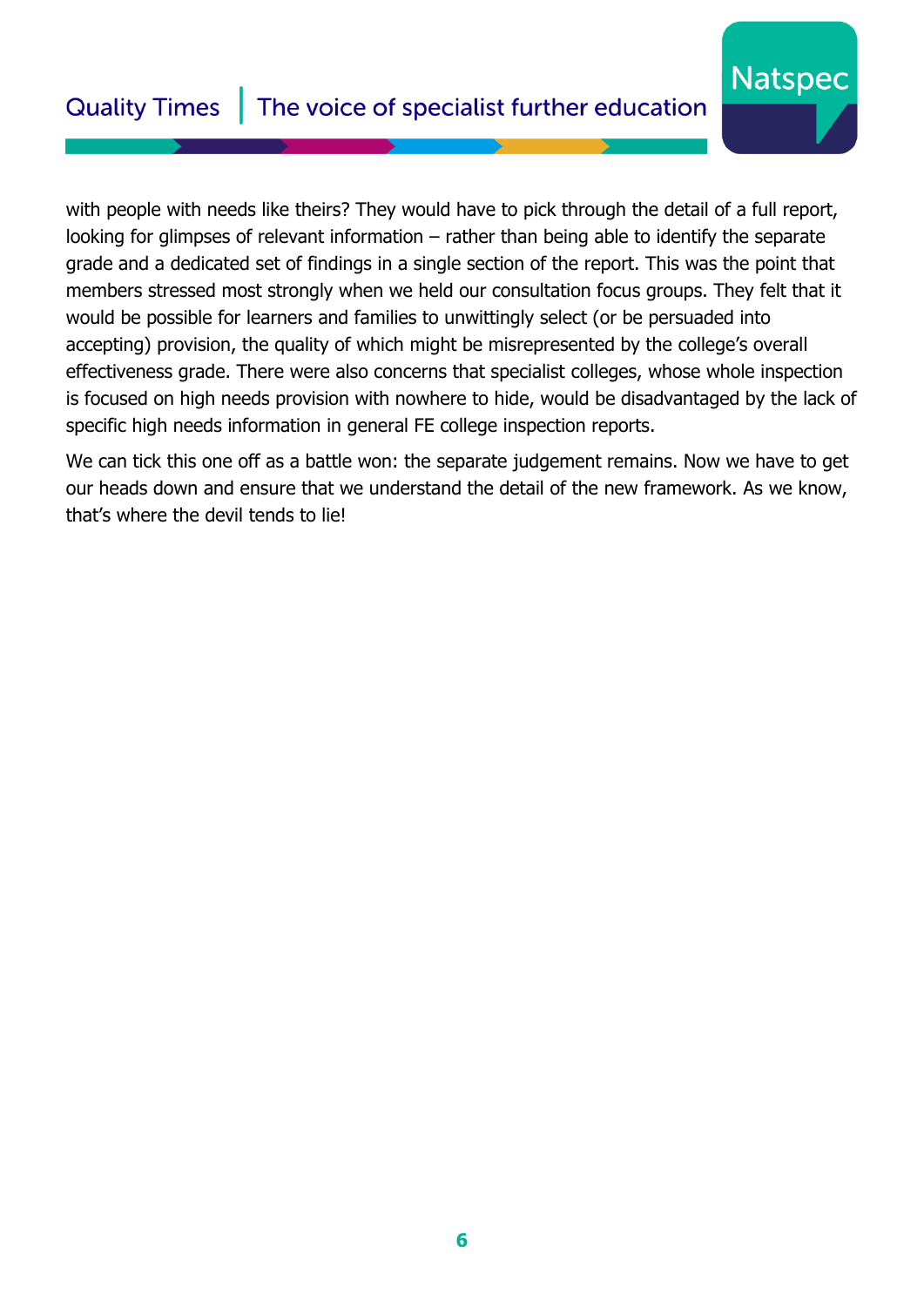with people with needs like theirs? They would have to pick through the detail of a full report, looking for glimpses of relevant information – rather than being able to identify the separate grade and a dedicated set of findings in a single section of the report. This was the point that members stressed most strongly when we held our consultation focus groups. They felt that it would be possible for learners and families to unwittingly select (or be persuaded into accepting) provision, the quality of which might be misrepresented by the college's overall effectiveness grade. There were also concerns that specialist colleges, whose whole inspection is focused on high needs provision with nowhere to hide, would be disadvantaged by the lack of specific high needs information in general FE college inspection reports.

We can tick this one off as a battle won: the separate judgement remains. Now we have to get our heads down and ensure that we understand the detail of the new framework. As we know, that's where the devil tends to lie!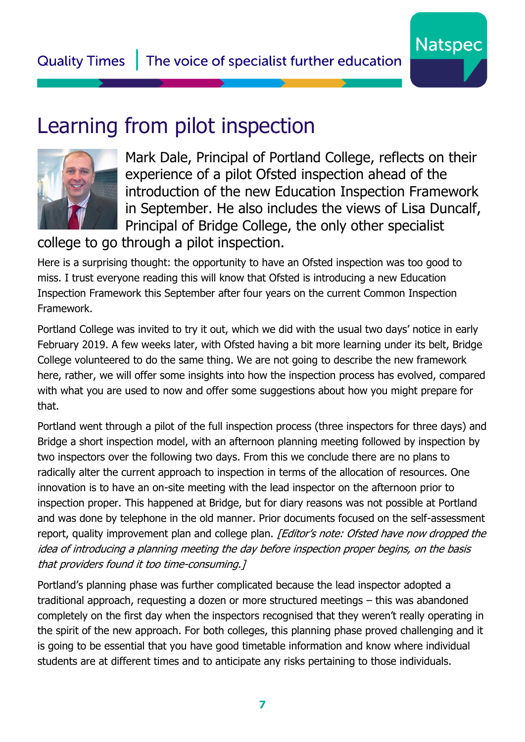# Learning from pilot inspection

Mark Dale, Principal of Portland College, reflects on their experience of a pilot Ofsted inspection ahead of the introduction of the new Education Inspection Framework in September. He also includes the views of Lisa Duncalf, Principal of Bridge College, the only other specialist college to go through a pilot inspection.

Here is a surprising thought: the opportunity to have an Ofsted inspection was too good to miss. I trust everyone reading this will know that Ofsted is introducing a new Education Inspection Framework this September after four years on the current Common Inspection Framework.

Portland College was invited to try it out, which we did with the usual two days' notice in early February 2019. A few weeks later, with Ofsted having a bit more learning under its belt, Bridge College volunteered to do the same thing. We are not going to describe the new framework here, rather, we will offer some insights into how the inspection process has evolved, compared with what you are used to now and offer some suggestions about how you might prepare for that.

Portland went through a pilot of the full inspection process (three inspectors for three days) and Bridge a short inspection model, with an afternoon planning meeting followed by inspection by two inspectors over the following two days. From this we conclude there are no plans to radically alter the current approach to inspection in terms of the allocation of resources. One innovation is to have an on-site meeting with the lead inspector on the afternoon prior to inspection proper. This happened at Bridge, but for diary reasons was not possible at Portland and was done by telephone in the old manner. Prior documents focused on the self-assessment report, quality improvement plan and college plan. *[Editor's note: Ofsted have now dropped the idea of introducing a planning meeting the day before inspection proper begins, on the basis that providers found it too time-consuming.]*

Portland's planning phase was further complicated because the lead inspector adopted a traditional approach, requesting a dozen or more structured meetings – this was abandoned completely on the first day when the inspectors recognised that they weren't really operating in the spirit of the new approach. For both colleges, this planning phase proved challenging and it is going to be essential that you have good timetable information and know where individual students are at different times and to anticipate any risks pertaining to those individuals.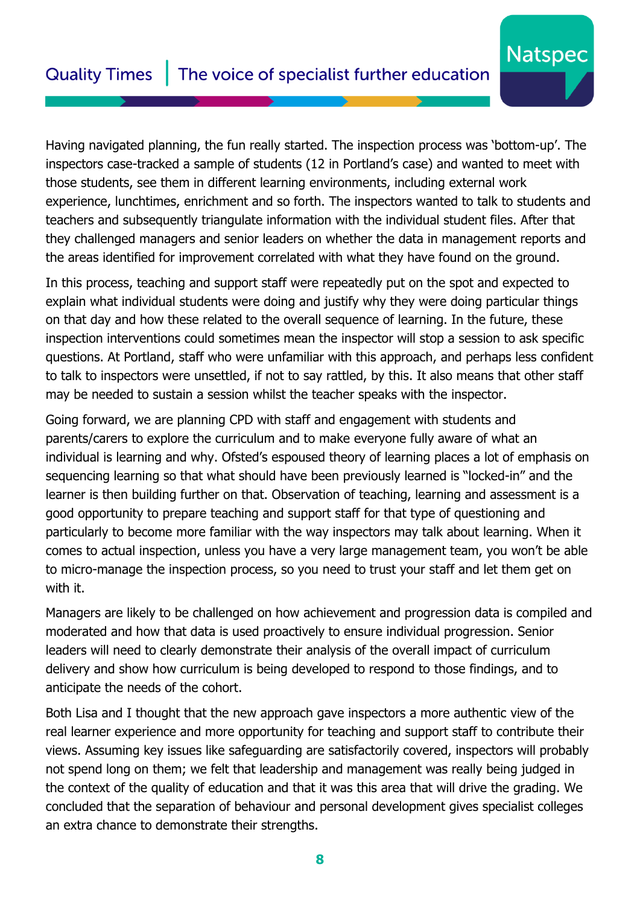Having navigated planning, the fun really started. The inspection process was 'bottom-up'. The inspectors case-tracked a sample of students (12 in Portland's case) and wanted to meet with those students, see them in different learning environments, including external work experience, lunchtimes, enrichment and so forth. The inspectors wanted to talk to students and teachers and subsequently triangulate information with the individual student files. After that they challenged managers and senior leaders on whether the data in management reports and the areas identified for improvement correlated with what they have found on the ground.

In this process, teaching and support staff were repeatedly put on the spot and expected to explain what individual students were doing and justify why they were doing particular things on that day and how these related to the overall sequence of learning. In the future, these inspection interventions could sometimes mean the inspector will stop a session to ask specific questions. At Portland, staff who were unfamiliar with this approach, and perhaps less confident to talk to inspectors were unsettled, if not to say rattled, by this. It also means that other staff may be needed to sustain a session whilst the teacher speaks with the inspector.

Going forward, we are planning CPD with staff and engagement with students and parents/carers to explore the curriculum and to make everyone fully aware of what an individual is learning and why. Ofsted's espoused theory of learning places a lot of emphasis on sequencing learning so that what should have been previously learned is "locked-in" and the learner is then building further on that. Observation of teaching, learning and assessment is a good opportunity to prepare teaching and support staff for that type of questioning and particularly to become more familiar with the way inspectors may talk about learning. When it comes to actual inspection, unless you have a very large management team, you won't be able to micro-manage the inspection process, so you need to trust your staff and let them get on with it.

Managers are likely to be challenged on how achievement and progression data is compiled and moderated and how that data is used proactively to ensure individual progression. Senior leaders will need to clearly demonstrate their analysis of the overall impact of curriculum delivery and show how curriculum is being developed to respond to those findings, and to anticipate the needs of the cohort.

Both Lisa and I thought that the new approach gave inspectors a more authentic view of the real learner experience and more opportunity for teaching and support staff to contribute their views. Assuming key issues like safeguarding are satisfactorily covered, inspectors will probably not spend long on them; we felt that leadership and management was really being judged in the context of the quality of education and that it was this area that will drive the grading. We concluded that the separation of behaviour and personal development gives specialist colleges an extra chance to demonstrate their strengths.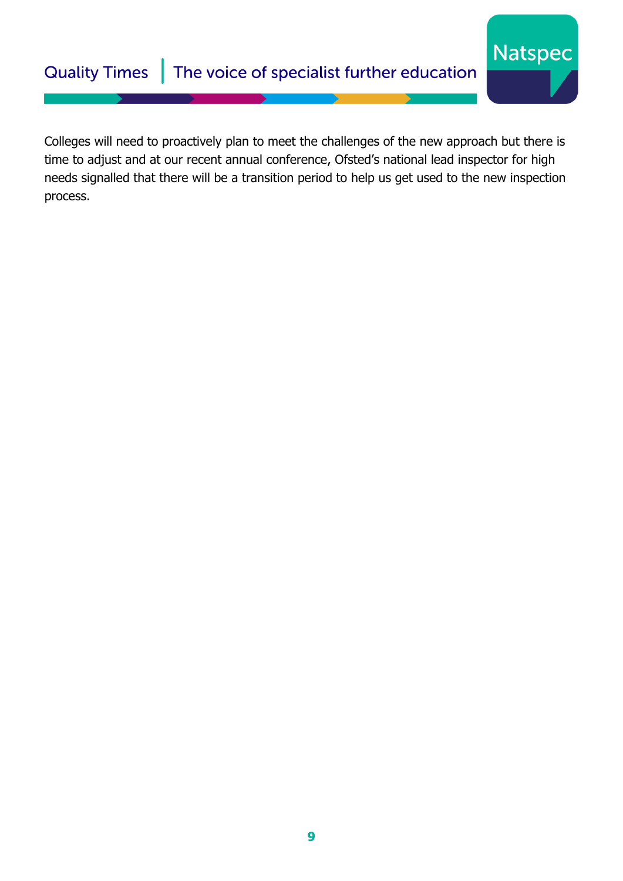Colleges will need to proactively plan to meet the challenges of the new approach but there is time to adjust and at our recent annual conference, Ofsted's national lead inspector for high needs signalled that there will be a transition period to help us get used to the new inspection process.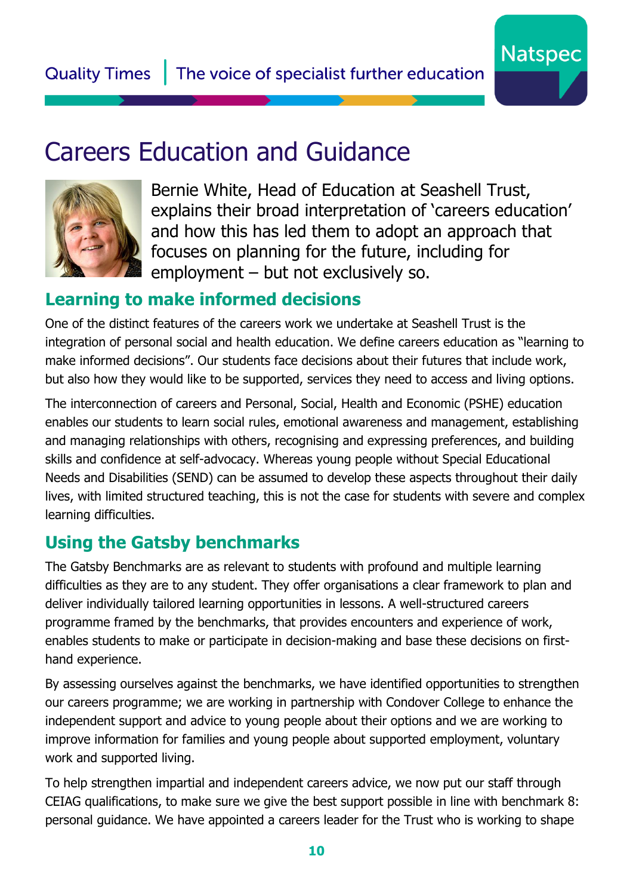# Careers Education and Guidance

Bernie White, Head of Education at Seashell Trust, explains their broad interpretation of 'careers education' and how this has led them to adopt an approach that focuses on planning for the future, including for employment – but not exclusively so.

## Learning to make informed decisions

One of the distinct features of the careers work we undertake at Seashell Trust is the integration of personal social and health education. We define careers education as "learning to make informed decisions". Our students face decisions about their futures that include work, but also how they would like to be supported, services they need to access and living options.

The interconnection of careers and Personal, Social, Health and Economic (PSHE) education enables our students to learn social rules, emotional awareness and management, establishing and managing relationships with others, recognising and expressing preferences, and building skills and confidence at self-advocacy. Whereas young people without Special Educational Needs and Disabilities (SEND) can be assumed to develop these aspects throughout their daily lives, with limited structured teaching, this is not the case for students with severe and complex learning difficulties.

## Using the Gatsby benchmarks

The Gatsby Benchmarks are as relevant to students with profound and multiple learning difficulties as they are to any student. They offer organisations a clear framework to plan and deliver individually tailored learning opportunities in lessons. A well-structured careers programme framed by the benchmarks, that provides encounters and experience of work, enables students to make or participate in decision-making and base these decisions on first-hand experience.

By assessing ourselves against the benchmarks, we have identified opportunities to strengthen our careers programme; we are working in partnership with Condover College to enhance the independent support and advice to young people about their options and we are working to improve information for families and young people about supported employment, voluntary work and supported living.

To help strengthen impartial and independent careers advice, we now put our staff through CEIAG qualifications, to make sure we give the best support possible in line with benchmark 8: personal guidance. We have appointed a careers leader for the Trust who is working to shape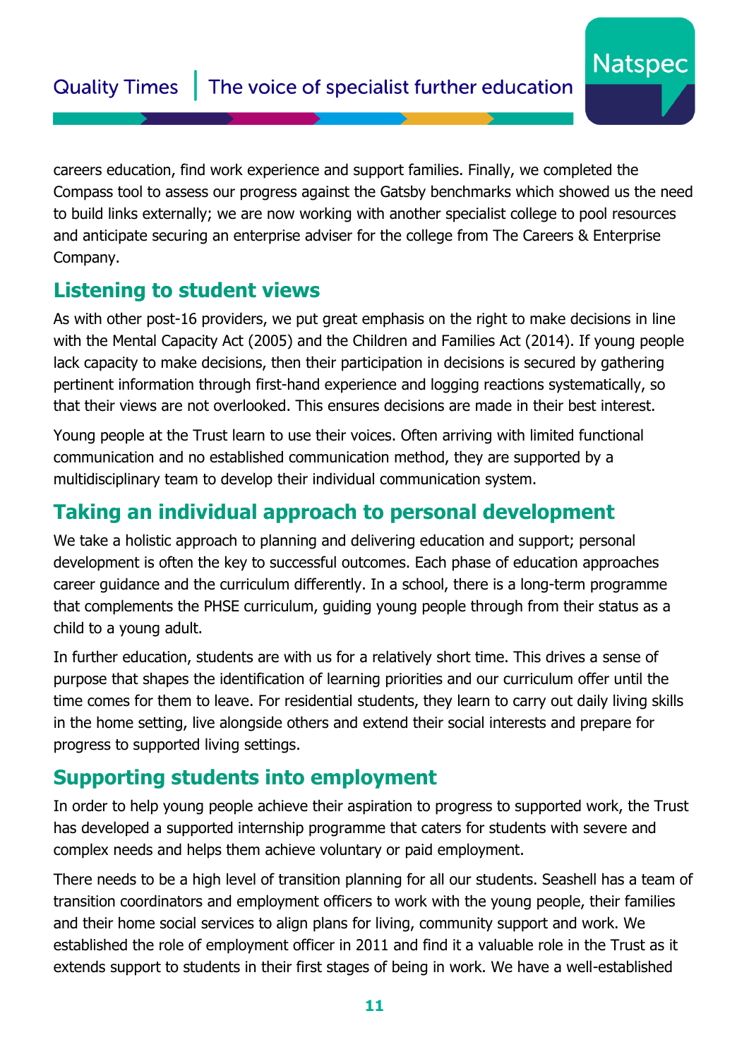careers education, find work experience and support families. Finally, we completed the Compass tool to assess our progress against the Gatsby benchmarks which showed us the need to build links externally; we are now working with another specialist college to pool resources and anticipate securing an enterprise adviser for the college from The Careers & Enterprise Company.

## Listening to student views

As with other post-16 providers, we put great emphasis on the right to make decisions in line with the Mental Capacity Act (2005) and the Children and Families Act (2014). If young people lack capacity to make decisions, then their participation in decisions is secured by gathering pertinent information through first-hand experience and logging reactions systematically, so that their views are not overlooked. This ensures decisions are made in their best interest.

Young people at the Trust learn to use their voices. Often arriving with limited functional communication and no established communication method, they are supported by a multidisciplinary team to develop their individual communication system.

## Taking an individual approach to personal development

We take a holistic approach to planning and delivering education and support; personal development is often the key to successful outcomes. Each phase of education approaches career guidance and the curriculum differently. In a school, there is a long-term programme that complements the PHSE curriculum, guiding young people through from their status as a child to a young adult.

In further education, students are with us for a relatively short time. This drives a sense of purpose that shapes the identification of learning priorities and our curriculum offer until the time comes for them to leave. For residential students, they learn to carry out daily living skills in the home setting, live alongside others and extend their social interests and prepare for progress to supported living settings.

## Supporting students into employment

In order to help young people achieve their aspiration to progress to supported work, the Trust has developed a supported internship programme that caters for students with severe and complex needs and helps them achieve voluntary or paid employment.

There needs to be a high level of transition planning for all our students. Seashell has a team of transition coordinators and employment officers to work with the young people, their families and their home social services to align plans for living, community support and work. We established the role of employment officer in 2011 and find it a valuable role in the Trust as it extends support to students in their first stages of being in work. We have a well-established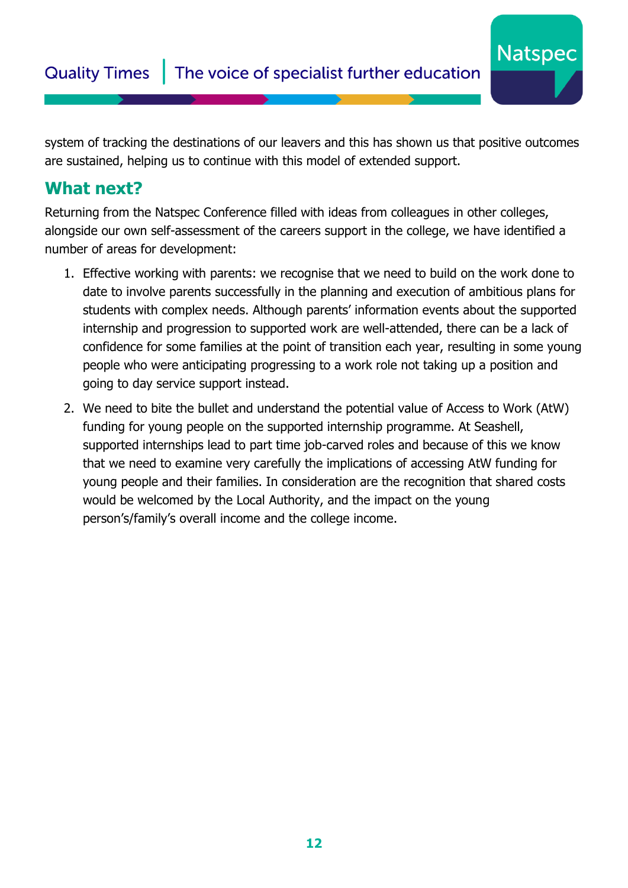system of tracking the destinations of our leavers and this has shown us that positive outcomes are sustained, helping us to continue with this model of extended support.

## What next?

Returning from the Natspec Conference filled with ideas from colleagues in other colleges, alongside our own self-assessment of the careers support in the college, we have identified a number of areas for development:

1. Effective working with parents: we recognise that we need to build on the work done to date to involve parents successfully in the planning and execution of ambitious plans for students with complex needs. Although parents' information events about the supported internship and progression to supported work are well-attended, there can be a lack of confidence for some families at the point of transition each year, resulting in some young people who were anticipating progressing to a work role not taking up a position and going to day service support instead.
2. We need to bite the bullet and understand the potential value of Access to Work (AtW) funding for young people on the supported internship programme. At Seashell, supported internships lead to part time job-carved roles and because of this we know that we need to examine very carefully the implications of accessing AtW funding for young people and their families. In consideration are the recognition that shared costs would be welcomed by the Local Authority, and the impact on the young person's/family's overall income and the college income.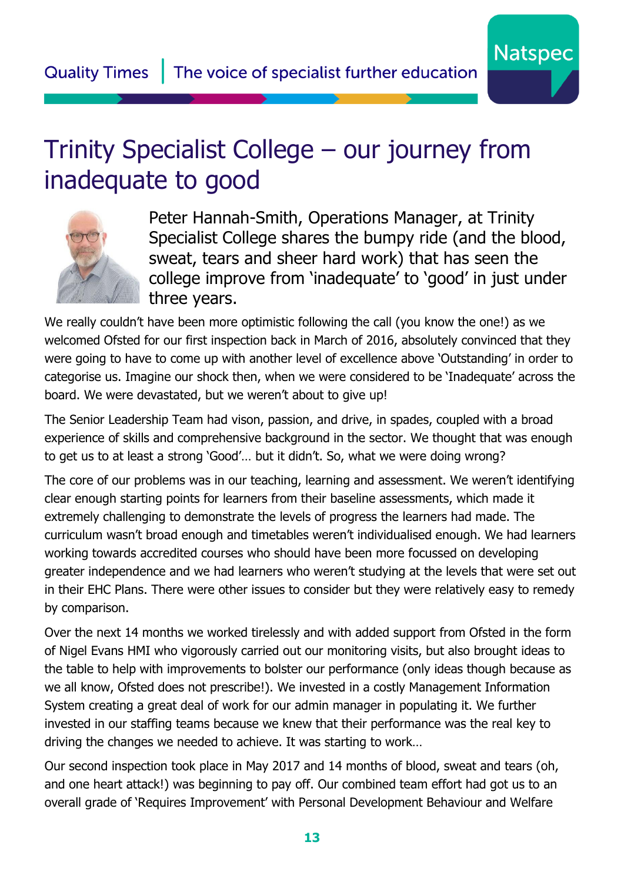# Trinity Specialist College – our journey from inadequate to good

Peter Hannah-Smith, Operations Manager, at Trinity Specialist College shares the bumpy ride (and the blood, sweat, tears and sheer hard work) that has seen the college improve from 'inadequate' to 'good' in just under three years.

We really couldn't have been more optimistic following the call (you know the one!) as we welcomed Ofsted for our first inspection back in March of 2016, absolutely convinced that they were going to have to come up with another level of excellence above 'Outstanding' in order to categorise us. Imagine our shock then, when we were considered to be 'Inadequate' across the board. We were devastated, but we weren't about to give up!

The Senior Leadership Team had vison, passion, and drive, in spades, coupled with a broad experience of skills and comprehensive background in the sector. We thought that was enough to get us to at least a strong 'Good'… but it didn't. So, what we were doing wrong?

The core of our problems was in our teaching, learning and assessment. We weren't identifying clear enough starting points for learners from their baseline assessments, which made it extremely challenging to demonstrate the levels of progress the learners had made. The curriculum wasn't broad enough and timetables weren't individualised enough. We had learners working towards accredited courses who should have been more focussed on developing greater independence and we had learners who weren't studying at the levels that were set out in their EHC Plans. There were other issues to consider but they were relatively easy to remedy by comparison.

Over the next 14 months we worked tirelessly and with added support from Ofsted in the form of Nigel Evans HMI who vigorously carried out our monitoring visits, but also brought ideas to the table to help with improvements to bolster our performance (only ideas though because as we all know, Ofsted does not prescribe!). We invested in a costly Management Information System creating a great deal of work for our admin manager in populating it. We further invested in our staffing teams because we knew that their performance was the real key to driving the changes we needed to achieve. It was starting to work…

Our second inspection took place in May 2017 and 14 months of blood, sweat and tears (oh, and one heart attack!) was beginning to pay off. Our combined team effort had got us to an overall grade of 'Requires Improvement' with Personal Development Behaviour and Welfare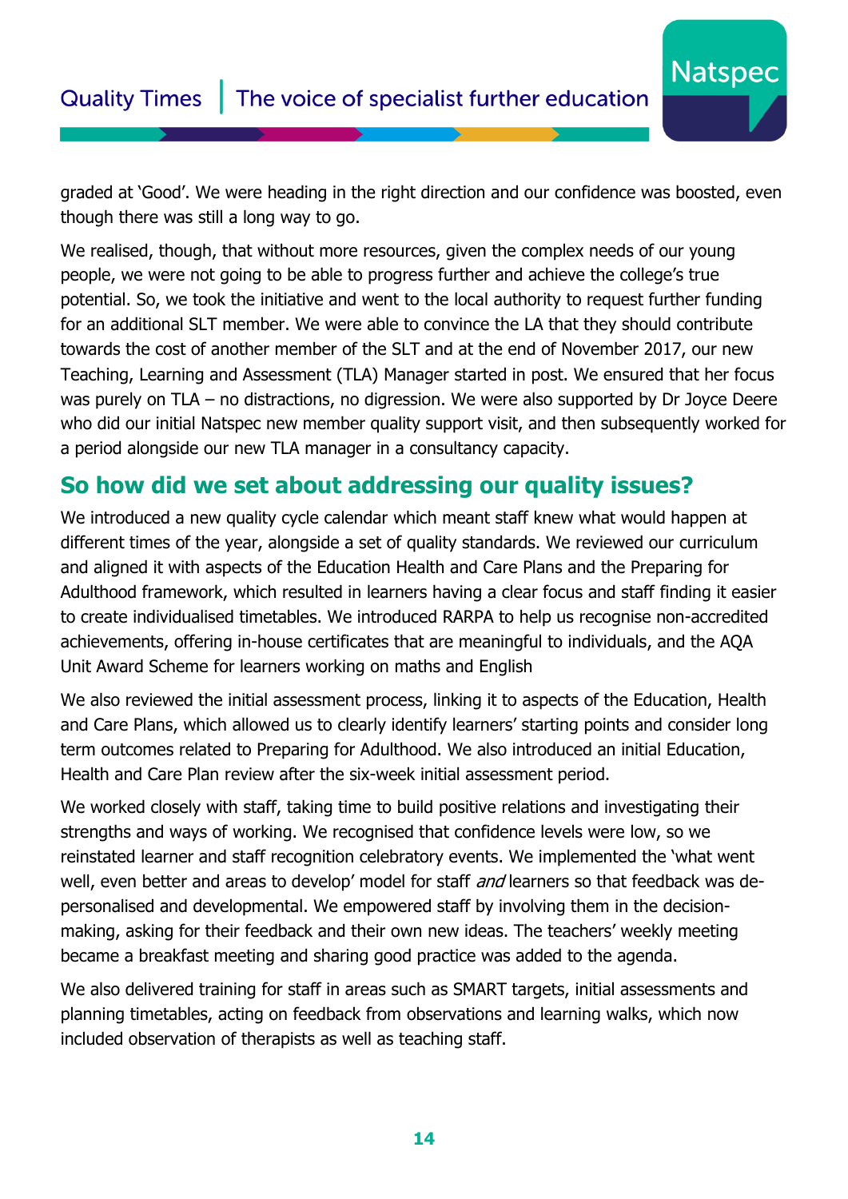graded at 'Good'. We were heading in the right direction and our confidence was boosted, even though there was still a long way to go.

We realised, though, that without more resources, given the complex needs of our young people, we were not going to be able to progress further and achieve the college's true potential. So, we took the initiative and went to the local authority to request further funding for an additional SLT member. We were able to convince the LA that they should contribute towards the cost of another member of the SLT and at the end of November 2017, our new Teaching, Learning and Assessment (TLA) Manager started in post. We ensured that her focus was purely on TLA – no distractions, no digression. We were also supported by Dr Joyce Deere who did our initial Natspec new member quality support visit, and then subsequently worked for a period alongside our new TLA manager in a consultancy capacity.

## So how did we set about addressing our quality issues?

We introduced a new quality cycle calendar which meant staff knew what would happen at different times of the year, alongside a set of quality standards. We reviewed our curriculum and aligned it with aspects of the Education Health and Care Plans and the Preparing for Adulthood framework, which resulted in learners having a clear focus and staff finding it easier to create individualised timetables. We introduced RARPA to help us recognise non-accredited achievements, offering in-house certificates that are meaningful to individuals, and the AQA Unit Award Scheme for learners working on maths and English

We also reviewed the initial assessment process, linking it to aspects of the Education, Health and Care Plans, which allowed us to clearly identify learners' starting points and consider long term outcomes related to Preparing for Adulthood. We also introduced an initial Education, Health and Care Plan review after the six-week initial assessment period.

We worked closely with staff, taking time to build positive relations and investigating their strengths and ways of working. We recognised that confidence levels were low, so we reinstated learner and staff recognition celebratory events. We implemented the 'what went well, even better and areas to develop' model for staff *and* learners so that feedback was de-personalised and developmental. We empowered staff by involving them in the decision-making, asking for their feedback and their own new ideas. The teachers' weekly meeting became a breakfast meeting and sharing good practice was added to the agenda.

We also delivered training for staff in areas such as SMART targets, initial assessments and planning timetables, acting on feedback from observations and learning walks, which now included observation of therapists as well as teaching staff.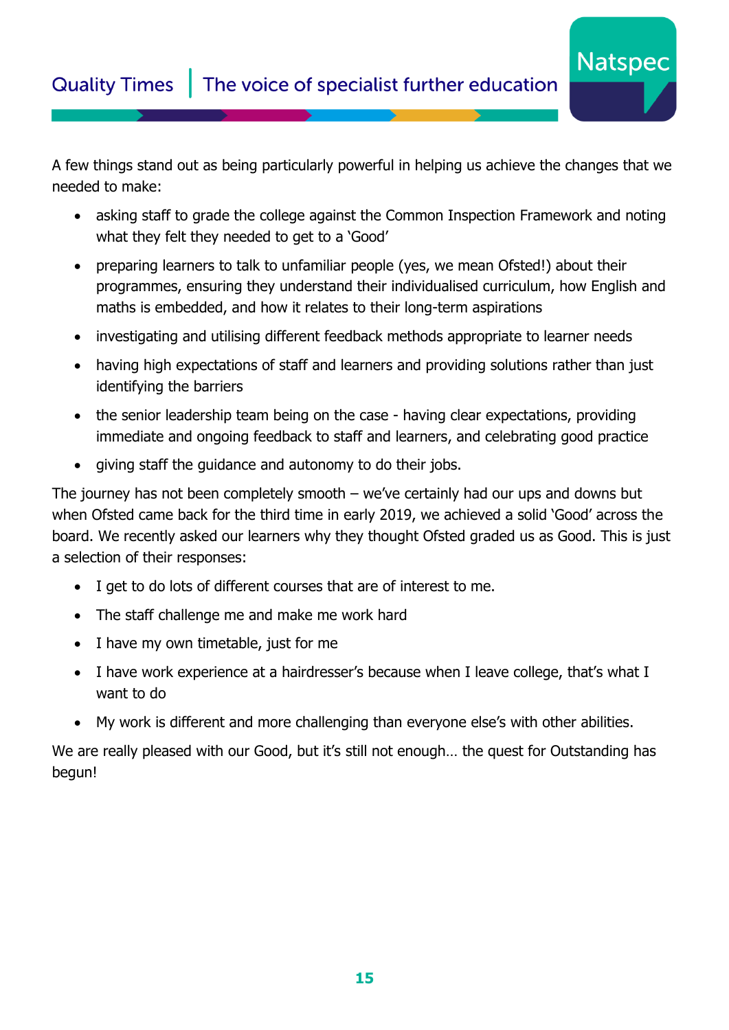A few things stand out as being particularly powerful in helping us achieve the changes that we needed to make:

- asking staff to grade the college against the Common Inspection Framework and noting what they felt they needed to get to a 'Good'
- preparing learners to talk to unfamiliar people (yes, we mean Ofsted!) about their programmes, ensuring they understand their individualised curriculum, how English and maths is embedded, and how it relates to their long-term aspirations
- investigating and utilising different feedback methods appropriate to learner needs
- having high expectations of staff and learners and providing solutions rather than just identifying the barriers
- the senior leadership team being on the case - having clear expectations, providing immediate and ongoing feedback to staff and learners, and celebrating good practice
- giving staff the guidance and autonomy to do their jobs.

The journey has not been completely smooth – we've certainly had our ups and downs but when Ofsted came back for the third time in early 2019, we achieved a solid 'Good' across the board. We recently asked our learners why they thought Ofsted graded us as Good. This is just a selection of their responses:

- I get to do lots of different courses that are of interest to me.
- The staff challenge me and make me work hard
- I have my own timetable, just for me
- I have work experience at a hairdresser's because when I leave college, that's what I want to do
- My work is different and more challenging than everyone else's with other abilities.

We are really pleased with our Good, but it's still not enough… the quest for Outstanding has begun!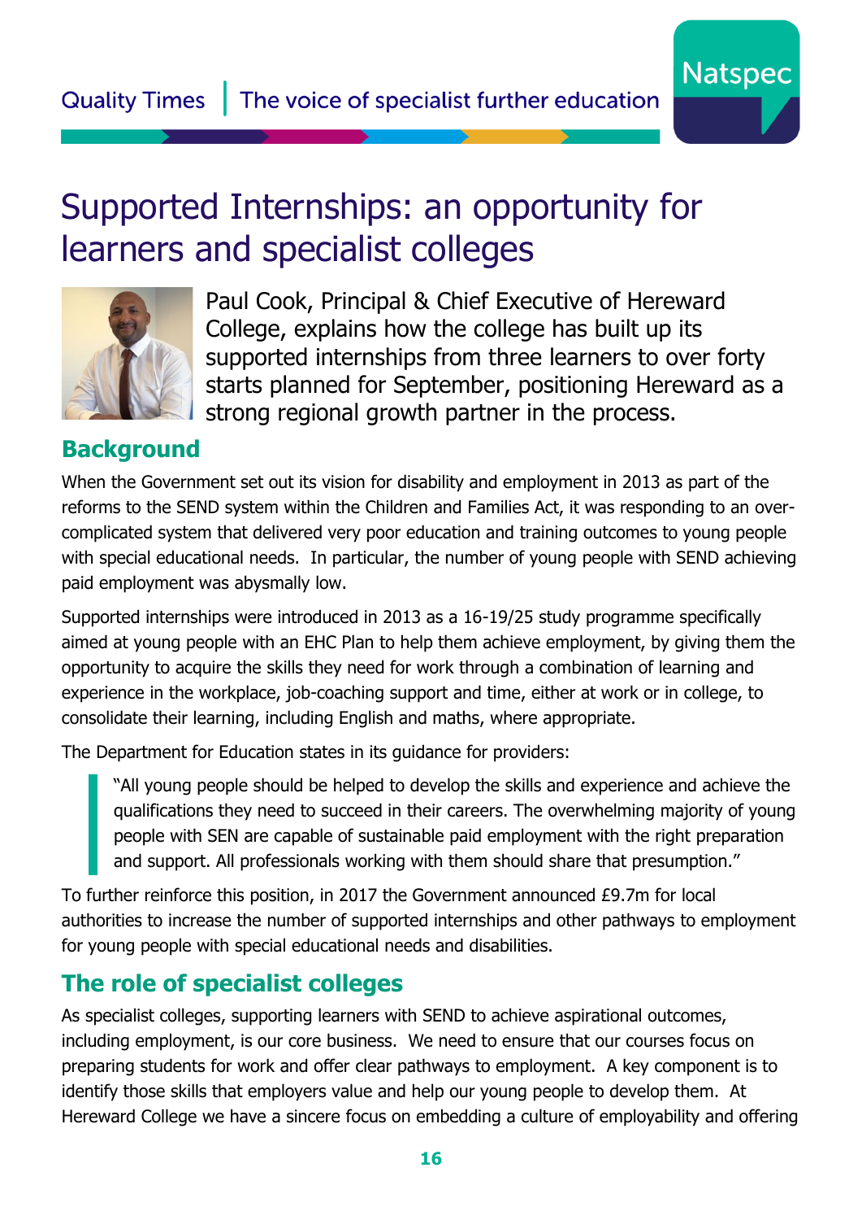# Supported Internships: an opportunity for learners and specialist colleges

Paul Cook, Principal & Chief Executive of Hereward College, explains how the college has built up its supported internships from three learners to over forty starts planned for September, positioning Hereward as a strong regional growth partner in the process.

## Background

When the Government set out its vision for disability and employment in 2013 as part of the reforms to the SEND system within the Children and Families Act, it was responding to an over-complicated system that delivered very poor education and training outcomes to young people with special educational needs. In particular, the number of young people with SEND achieving paid employment was abysmally low.

Supported internships were introduced in 2013 as a 16-19/25 study programme specifically aimed at young people with an EHC Plan to help them achieve employment, by giving them the opportunity to acquire the skills they need for work through a combination of learning and experience in the workplace, job-coaching support and time, either at work or in college, to consolidate their learning, including English and maths, where appropriate.

The Department for Education states in its guidance for providers:

> "All young people should be helped to develop the skills and experience and achieve the qualifications they need to succeed in their careers. The overwhelming majority of young people with SEN are capable of sustainable paid employment with the right preparation and support. All professionals working with them should share that presumption."

To further reinforce this position, in 2017 the Government announced £9.7m for local authorities to increase the number of supported internships and other pathways to employment for young people with special educational needs and disabilities.

## The role of specialist colleges

As specialist colleges, supporting learners with SEND to achieve aspirational outcomes, including employment, is our core business. We need to ensure that our courses focus on preparing students for work and offer clear pathways to employment. A key component is to identify those skills that employers value and help our young people to develop them. At Hereward College we have a sincere focus on embedding a culture of employability and offering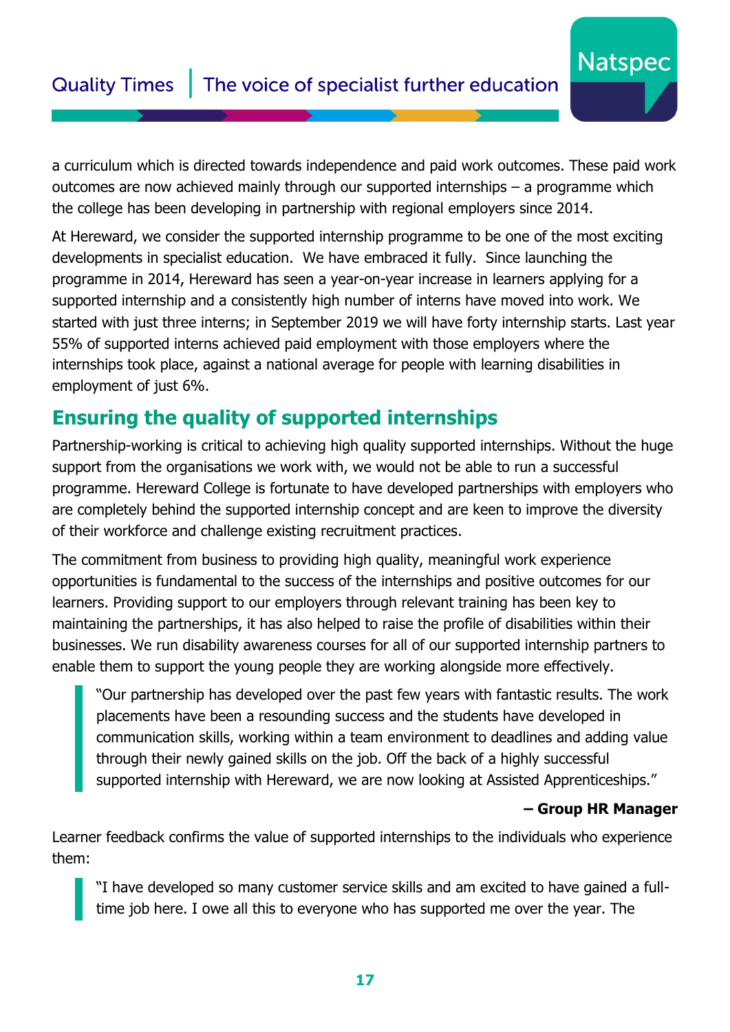a curriculum which is directed towards independence and paid work outcomes. These paid work outcomes are now achieved mainly through our supported internships – a programme which the college has been developing in partnership with regional employers since 2014.

At Hereward, we consider the supported internship programme to be one of the most exciting developments in specialist education. We have embraced it fully. Since launching the programme in 2014, Hereward has seen a year-on-year increase in learners applying for a supported internship and a consistently high number of interns have moved into work. We started with just three interns; in September 2019 we will have forty internship starts. Last year 55% of supported interns achieved paid employment with those employers where the internships took place, against a national average for people with learning disabilities in employment of just 6%.

## Ensuring the quality of supported internships

Partnership-working is critical to achieving high quality supported internships. Without the huge support from the organisations we work with, we would not be able to run a successful programme. Hereward College is fortunate to have developed partnerships with employers who are completely behind the supported internship concept and are keen to improve the diversity of their workforce and challenge existing recruitment practices.

The commitment from business to providing high quality, meaningful work experience opportunities is fundamental to the success of the internships and positive outcomes for our learners. Providing support to our employers through relevant training has been key to maintaining the partnerships, it has also helped to raise the profile of disabilities within their businesses. We run disability awareness courses for all of our supported internship partners to enable them to support the young people they are working alongside more effectively.

> "Our partnership has developed over the past few years with fantastic results. The work placements have been a resounding success and the students have developed in communication skills, working within a team environment to deadlines and adding value through their newly gained skills on the job. Off the back of a highly successful supported internship with Hereward, we are now looking at Assisted Apprenticeships."

**– Group HR Manager**

Learner feedback confirms the value of supported internships to the individuals who experience them:

> "I have developed so many customer service skills and am excited to have gained a full-time job here. I owe all this to everyone who has supported me over the year. The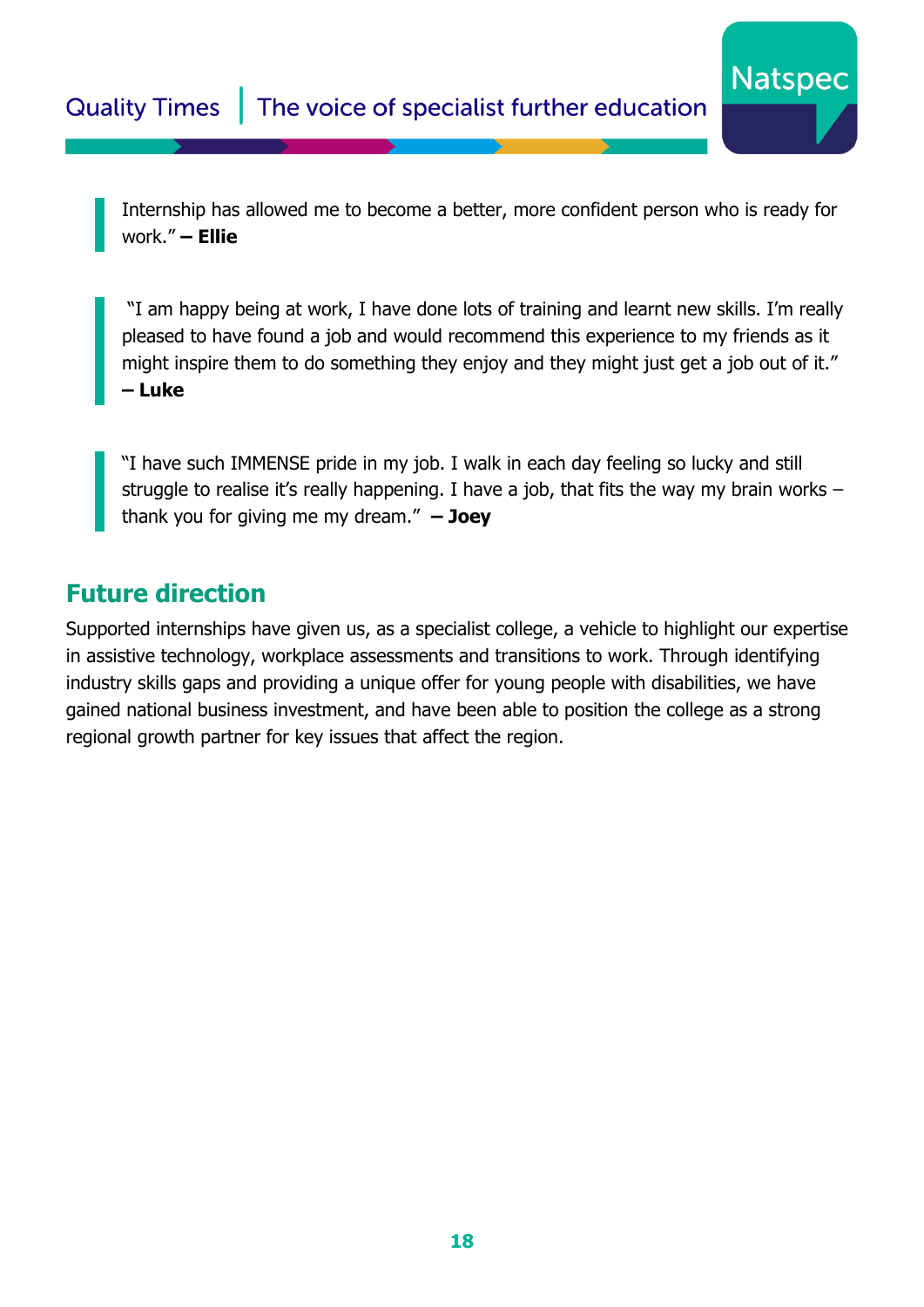> Internship has allowed me to become a better, more confident person who is ready for work." **– Ellie**

> "I am happy being at work, I have done lots of training and learnt new skills. I'm really pleased to have found a job and would recommend this experience to my friends as it might inspire them to do something they enjoy and they might just get a job out of it." **– Luke**

> "I have such IMMENSE pride in my job. I walk in each day feeling so lucky and still struggle to realise it's really happening. I have a job, that fits the way my brain works – thank you for giving me my dream." **– Joey**

## Future direction

Supported internships have given us, as a specialist college, a vehicle to highlight our expertise in assistive technology, workplace assessments and transitions to work. Through identifying industry skills gaps and providing a unique offer for young people with disabilities, we have gained national business investment, and have been able to position the college as a strong regional growth partner for key issues that affect the region.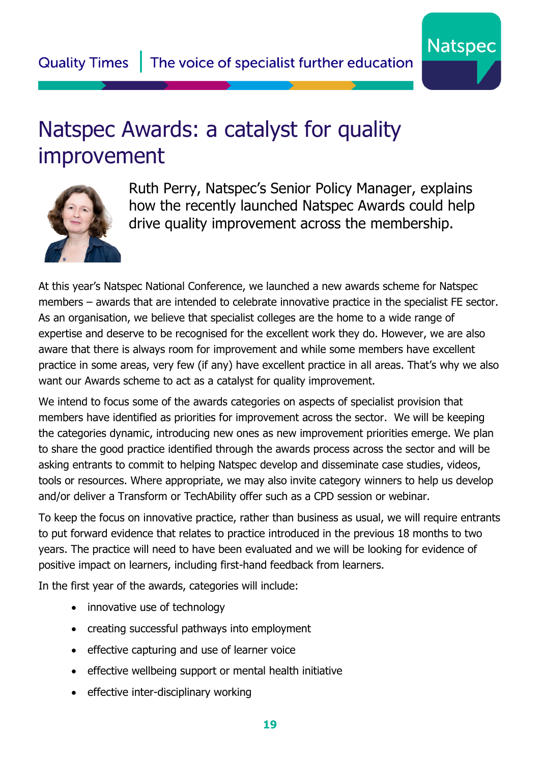# Natspec Awards: a catalyst for quality improvement

Ruth Perry, Natspec's Senior Policy Manager, explains how the recently launched Natspec Awards could help drive quality improvement across the membership.

At this year's Natspec National Conference, we launched a new awards scheme for Natspec members – awards that are intended to celebrate innovative practice in the specialist FE sector. As an organisation, we believe that specialist colleges are the home to a wide range of expertise and deserve to be recognised for the excellent work they do. However, we are also aware that there is always room for improvement and while some members have excellent practice in some areas, very few (if any) have excellent practice in all areas. That's why we also want our Awards scheme to act as a catalyst for quality improvement.

We intend to focus some of the awards categories on aspects of specialist provision that members have identified as priorities for improvement across the sector. We will be keeping the categories dynamic, introducing new ones as new improvement priorities emerge. We plan to share the good practice identified through the awards process across the sector and will be asking entrants to commit to helping Natspec develop and disseminate case studies, videos, tools or resources. Where appropriate, we may also invite category winners to help us develop and/or deliver a Transform or TechAbility offer such as a CPD session or webinar.

To keep the focus on innovative practice, rather than business as usual, we will require entrants to put forward evidence that relates to practice introduced in the previous 18 months to two years. The practice will need to have been evaluated and we will be looking for evidence of positive impact on learners, including first-hand feedback from learners.

In the first year of the awards, categories will include:

- innovative use of technology
- creating successful pathways into employment
- effective capturing and use of learner voice
- effective wellbeing support or mental health initiative
- effective inter-disciplinary working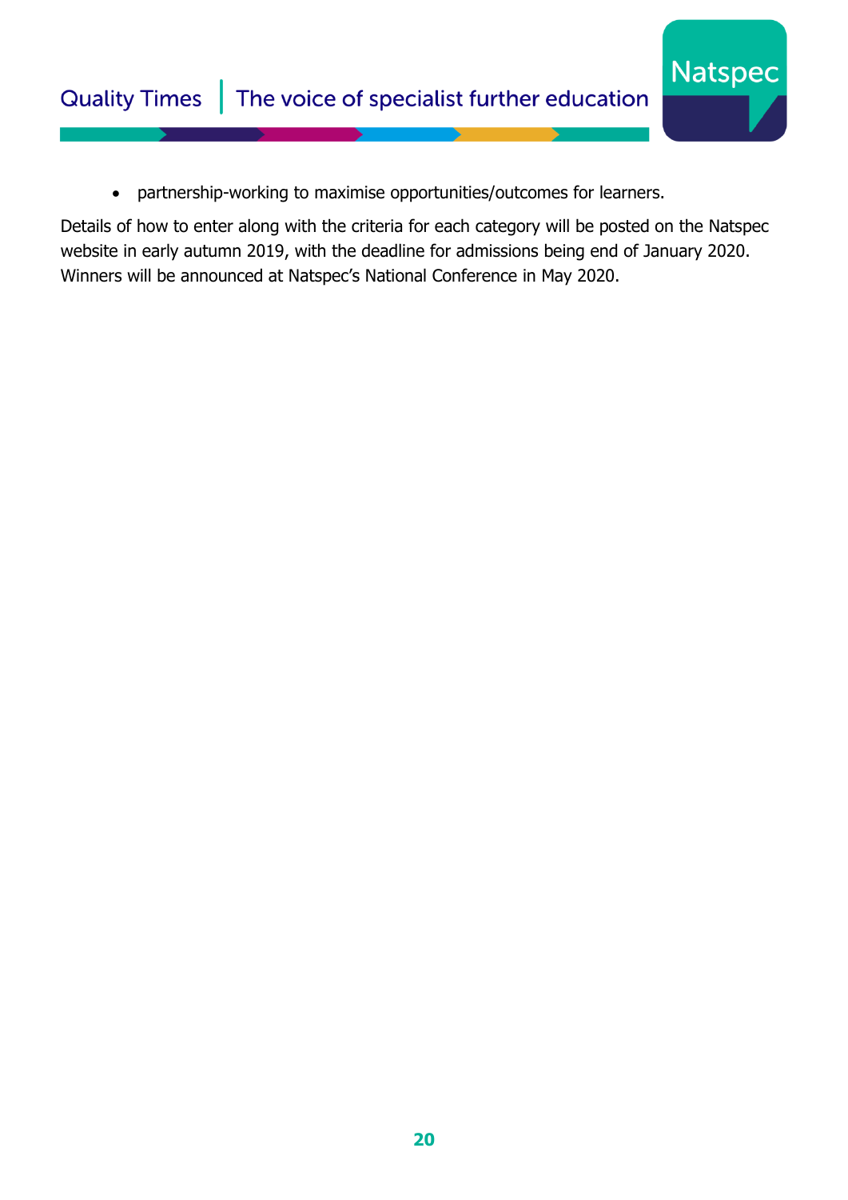- partnership-working to maximise opportunities/outcomes for learners.

Details of how to enter along with the criteria for each category will be posted on the Natspec website in early autumn 2019, with the deadline for admissions being end of January 2020. Winners will be announced at Natspec's National Conference in May 2020.